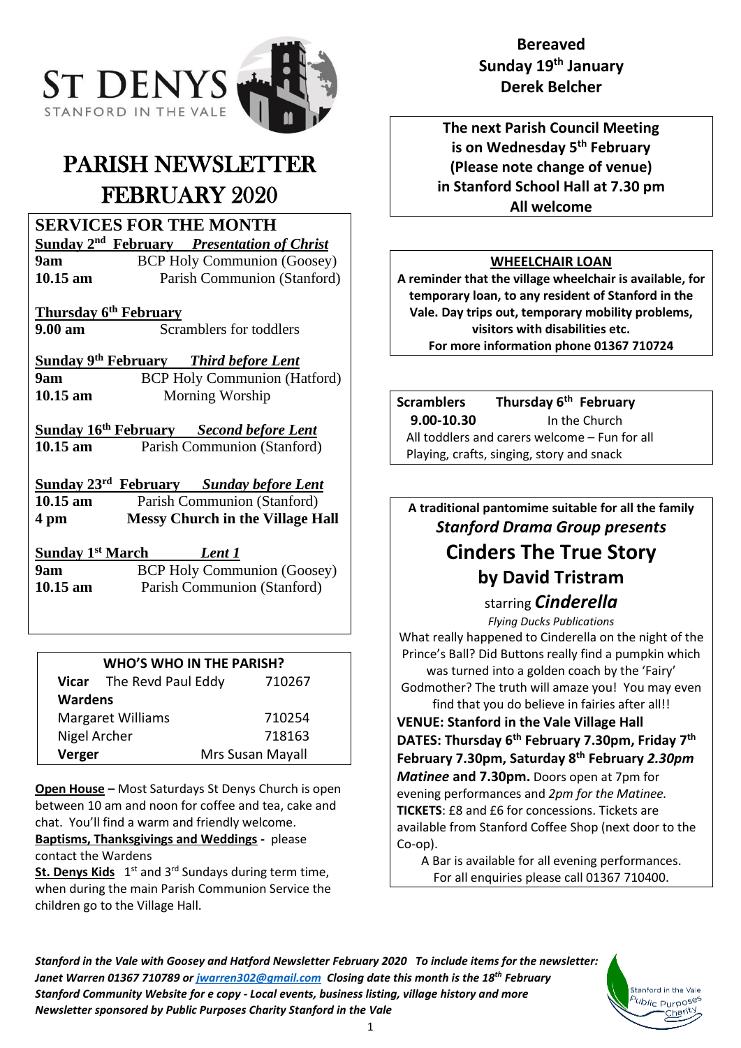# ST DENYS
STANFORD IN THE VALE

# PARISH NEWSLETTER FEBRUARY 2020

## SERVICES FOR THE MONTH

**Sunday 2nd February** ***Presentation of Christ***

| | |
|---|---|
| **9am** | BCP Holy Communion (Goosey) |
| **10.15 am** | Parish Communion (Stanford) |

**Thursday 6th February**

| | |
|---|---|
| **9.00 am** | Scramblers for toddlers |

**Sunday 9th February** ***Third before Lent***

| | |
|---|---|
| **9am** | BCP Holy Communion (Hatford) |
| **10.15 am** | Morning Worship |

**Sunday 16th February** ***Second before Lent***

| | |
|---|---|
| **10.15 am** | Parish Communion (Stanford) |

**Sunday 23rd February** ***Sunday before Lent***

| | |
|---|---|
| **10.15 am** | Parish Communion (Stanford) |
| **4 pm** | **Messy Church in the Village Hall** |

**Sunday 1st March** ***Lent 1***

| | |
|---|---|
| **9am** | BCP Holy Communion (Goosey) |
| **10.15 am** | Parish Communion (Stanford) |

## WHO'S WHO IN THE PARISH?

| | | |
|---|---|---|
| **Vicar** | The Revd Paul Eddy | 710267 |
| **Wardens** | | |
| Margaret Williams | | 710254 |
| Nigel Archer | | 718163 |
| **Verger** | | Mrs Susan Mayall |

**Open House** – Most Saturdays St Denys Church is open between 10 am and noon for coffee and tea, cake and chat. You'll find a warm and friendly welcome.

**Baptisms, Thanksgivings and Weddings** - please contact the Wardens

**St. Denys Kids** 1st and 3rd Sundays during term time, when during the main Parish Communion Service the children go to the Village Hall.

**Bereaved**
**Sunday 19th January**
**Derek Belcher**

**The next Parish Council Meeting is on Wednesday 5th February (Please note change of venue) in Stanford School Hall at 7.30 pm All welcome**

**WHEELCHAIR LOAN**

**A reminder that the village wheelchair is available, for temporary loan, to any resident of Stanford in the Vale. Day trips out, temporary mobility problems, visitors with disabilities etc. For more information phone 01367 710724**

**Scramblers** **Thursday 6th February**
**9.00-10.30** In the Church
All toddlers and carers welcome – Fun for all
Playing, crafts, singing, story and snack

**A traditional pantomime suitable for all the family**

***Stanford Drama Group presents***

## Cinders The True Story
### by David Tristram

starring ***Cinderella***

*Flying Ducks Publications*

What really happened to Cinderella on the night of the Prince's Ball? Did Buttons really find a pumpkin which was turned into a golden coach by the 'Fairy' Godmother? The truth will amaze you! You may even find that you do believe in fairies after all!!

**VENUE: Stanford in the Vale Village Hall**

**DATES: Thursday 6th February 7.30pm, Friday 7th February 7.30pm, Saturday 8th February *2.30pm Matinee* and 7.30pm.** Doors open at 7pm for evening performances and *2pm for the Matinee.*

**TICKETS**: £8 and £6 for concessions. Tickets are available from Stanford Coffee Shop (next door to the Co-op).

A Bar is available for all evening performances. For all enquiries please call 01367 710400.

***Stanford in the Vale with Goosey and Hatford Newsletter February 2020 To include items for the newsletter: Janet Warren 01367 710789 or jwarren302@gmail.com Closing date this month is the 18th February***
***Stanford Community Website for e copy - Local events, business listing, village history and more***
***Newsletter sponsored by Public Purposes Charity Stanford in the Vale***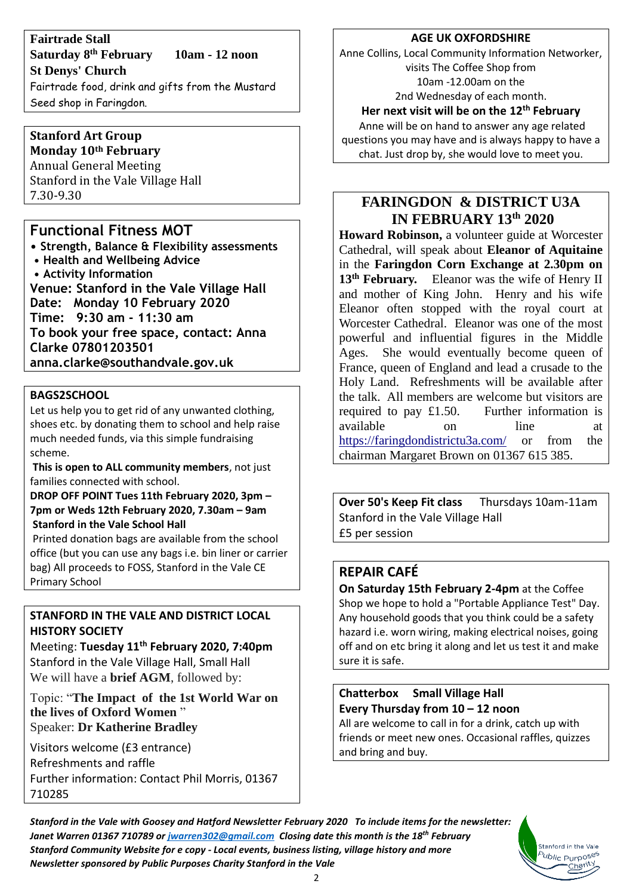**Fairtrade Stall**
**Saturday 8th February 10am - 12 noon**
**St Denys' Church**
Fairtrade food, drink and gifts from the Mustard Seed shop in Faringdon.

**Stanford Art Group**
**Monday 10th February**
Annual General Meeting
Stanford in the Vale Village Hall
7.30-9.30

## Functional Fitness MOT

- **Strength, Balance & Flexibility assessments**
- **Health and Wellbeing Advice**
- **Activity Information**

**Venue: Stanford in the Vale Village Hall**
**Date: Monday 10 February 2020**
**Time: 9:30 am - 11:30 am**
**To book your free space, contact: Anna Clarke 07801203501**
**anna.clarke@southandvale.gov.uk**

**BAGS2SCHOOL**

Let us help you to get rid of any unwanted clothing, shoes etc. by donating them to school and help raise much needed funds, via this simple fundraising scheme.

**This is open to ALL community members**, not just families connected with school.

**DROP OFF POINT Tues 11th February 2020, 3pm – 7pm or Weds 12th February 2020, 7.30am – 9am**
**Stanford in the Vale School Hall**

Printed donation bags are available from the school office (but you can use any bags i.e. bin liner or carrier bag) All proceeds to FOSS, Stanford in the Vale CE Primary School

**STANFORD IN THE VALE AND DISTRICT LOCAL HISTORY SOCIETY**

Meeting: **Tuesday 11th February 2020, 7:40pm**
Stanford in the Vale Village Hall, Small Hall
We will have a **brief AGM**, followed by:

Topic: "**The Impact of the 1st World War on the lives of Oxford Women** "
Speaker: **Dr Katherine Bradley**

Visitors welcome (£3 entrance)
Refreshments and raffle
Further information: Contact Phil Morris, 01367 710285

**AGE UK OXFORDSHIRE**

Anne Collins, Local Community Information Networker, visits The Coffee Shop from 10am -12.00am on the 2nd Wednesday of each month.

**Her next visit will be on the 12th February**

Anne will be on hand to answer any age related questions you may have and is always happy to have a chat. Just drop by, she would love to meet you.

## FARINGDON & DISTRICT U3A IN FEBRUARY 13th 2020

**Howard Robinson,** a volunteer guide at Worcester Cathedral, will speak about **Eleanor of Aquitaine** in the **Faringdon Corn Exchange at 2.30pm on 13th February.** Eleanor was the wife of Henry II and mother of King John. Henry and his wife Eleanor often stopped with the royal court at Worcester Cathedral. Eleanor was one of the most powerful and influential figures in the Middle Ages. She would eventually become queen of France, queen of England and lead a crusade to the Holy Land. Refreshments will be available after the talk. All members are welcome but visitors are required to pay £1.50. Further information is available on line at https://faringdondistrictu3a.com/ or from the chairman Margaret Brown on 01367 615 385.

**Over 50's Keep Fit class** Thursdays 10am-11am
Stanford in the Vale Village Hall
£5 per session

## REPAIR CAFÉ

**On Saturday 15th February 2-4pm** at the Coffee Shop we hope to hold a "Portable Appliance Test" Day. Any household goods that you think could be a safety hazard i.e. worn wiring, making electrical noises, going off and on etc bring it along and let us test it and make sure it is safe.

**Chatterbox Small Village Hall**
**Every Thursday from 10 – 12 noon**
All are welcome to call in for a drink, catch up with friends or meet new ones. Occasional raffles, quizzes and bring and buy.

***Stanford in the Vale with Goosey and Hatford Newsletter February 2020 To include items for the newsletter: Janet Warren 01367 710789 or jwarren302@gmail.com Closing date this month is the 18th February***
***Stanford Community Website for e copy - Local events, business listing, village history and more***
***Newsletter sponsored by Public Purposes Charity Stanford in the Vale***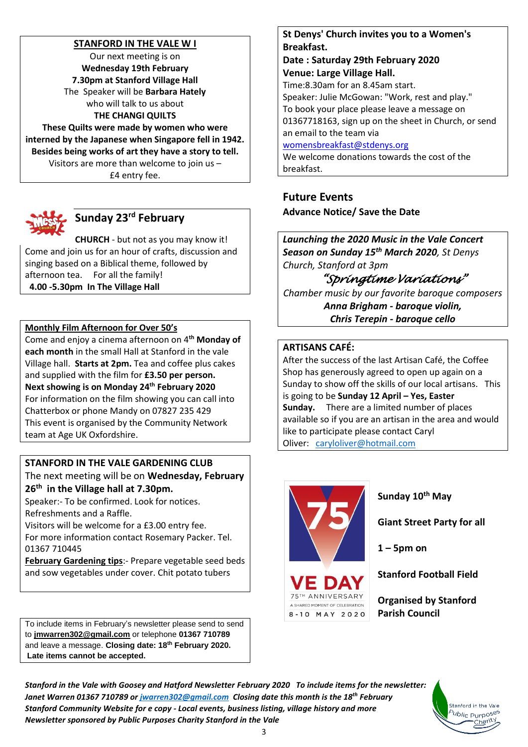## STANFORD IN THE VALE W I

Our next meeting is on
**Wednesday 19th February**
**7.30pm at Stanford Village Hall**
The Speaker will be **Barbara Hately**
who will talk to us about
**THE CHANGI QUILTS**
**These Quilts were made by women who were interned by the Japanese when Singapore fell in 1942. Besides being works of art they have a story to tell.**
Visitors are more than welcome to join us –
£4 entry fee.

## Sunday 23rd February

**CHURCH** - but not as you may know it!
Come and join us for an hour of crafts, discussion and singing based on a Biblical theme, followed by afternoon tea. For all the family!
**4.00 -5.30pm In The Village Hall**

**Monthly Film Afternoon for Over 50's**

Come and enjoy a cinema afternoon on 4th **Monday of each month** in the small Hall at Stanford in the vale Village hall. **Starts at 2pm.** Tea and coffee plus cakes and supplied with the film for **£3.50 per person.**
**Next showing is on Monday 24th February 2020**
For information on the film showing you can call into Chatterbox or phone Mandy on 07827 235 429
This event is organised by the Community Network team at Age UK Oxfordshire.

## STANFORD IN THE VALE GARDENING CLUB

The next meeting will be on **Wednesday, February 26th in the Village hall at 7.30pm.**
Speaker:- To be confirmed. Look for notices.
Refreshments and a Raffle.
Visitors will be welcome for a £3.00 entry fee.
For more information contact Rosemary Packer. Tel. 01367 710445

**February Gardening tips**:- Prepare vegetable seed beds and sow vegetables under cover. Chit potato tubers

To include items in February's newsletter please send to send to **jmwarren302@gmail.com** or telephone **01367 710789** and leave a message. **Closing date: 18th February 2020. Late items cannot be accepted.**

**St Denys' Church invites you to a Women's Breakfast.**
**Date : Saturday 29th February 2020**
**Venue: Large Village Hall.**
Time:8.30am for an 8.45am start.
Speaker: Julie McGowan: "Work, rest and play."
To book your place please leave a message on 01367718163, sign up on the sheet in Church, or send an email to the team via
womensbreakfast@stdenys.org
We welcome donations towards the cost of the breakfast.

## Future Events

**Advance Notice/ Save the Date**

***Launching the 2020 Music in the Vale Concert Season on Sunday 15th March 2020****, St Denys Church, Stanford at 3pm*

*"Springtime Variations"*

*Chamber music by our favorite baroque composers*
***Anna Brigham - baroque violin,***
***Chris Terepin - baroque cello***

## ARTISANS CAFÉ:

After the success of the last Artisan Café, the Coffee Shop has generously agreed to open up again on a Sunday to show off the skills of our local artisans. This is going to be **Sunday 12 April – Yes, Easter Sunday.** There are a limited number of places available so if you are an artisan in the area and would like to participate please contact Caryl Oliver: caryloliver@hotmail.com

75 VE DAY 75TH ANNIVERSARY A SHARED MOMENT OF CELEBRATION 8-10 MAY 2020

**Sunday 10th May**

**Giant Street Party for all**

**1 – 5pm on**

**Stanford Football Field**

**Organised by Stanford Parish Council**

***Stanford in the Vale with Goosey and Hatford Newsletter February 2020 To include items for the newsletter: Janet Warren 01367 710789 or jwarren302@gmail.com Closing date this month is the 18th February***
***Stanford Community Website for e copy - Local events, business listing, village history and more***
***Newsletter sponsored by Public Purposes Charity Stanford in the Vale***

Stanford in the Vale Public Purposes Charity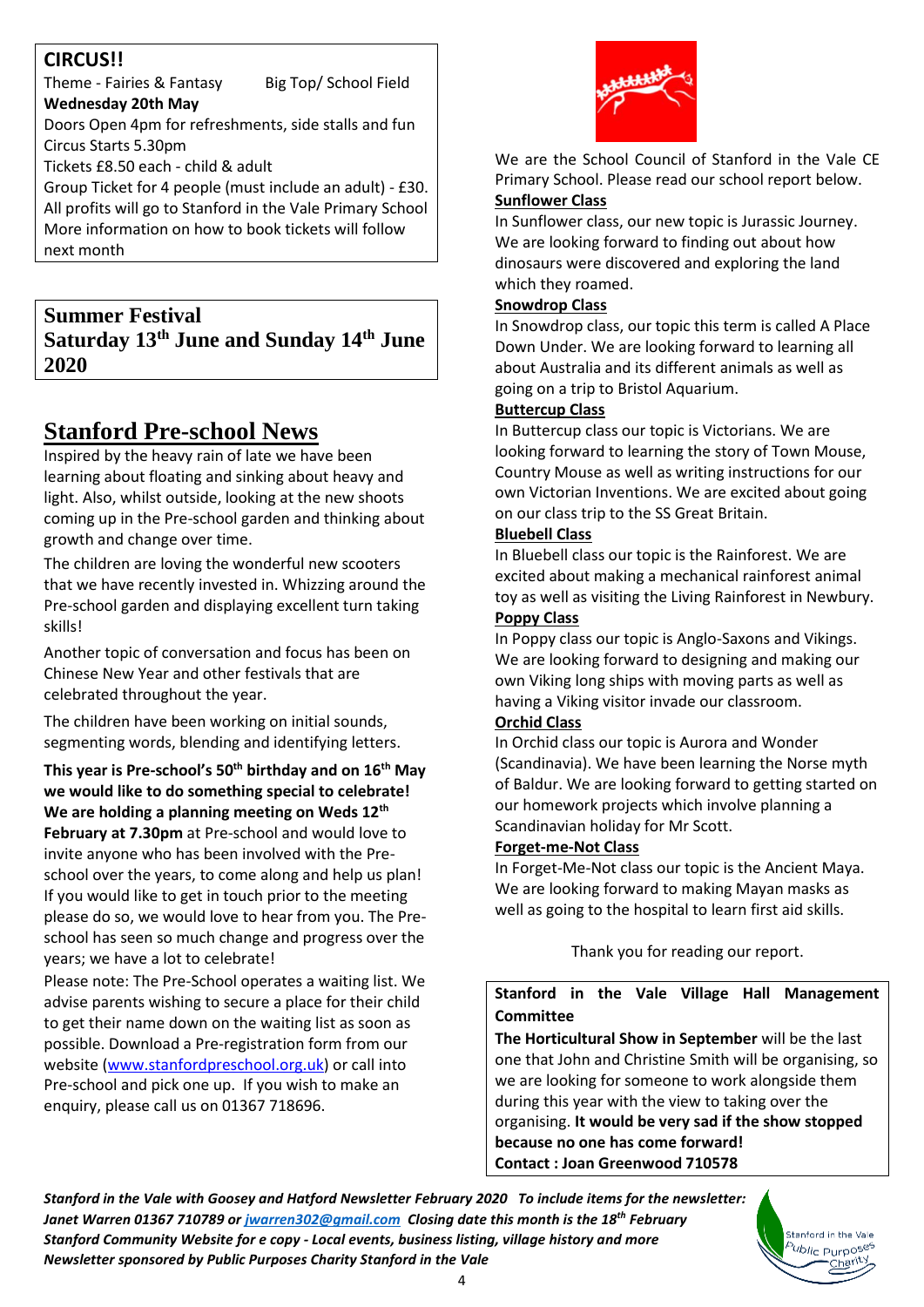**CIRCUS!!**

Theme - Fairies & Fantasy Big Top/ School Field

**Wednesday 20th May**

Doors Open 4pm for refreshments, side stalls and fun

Circus Starts 5.30pm

Tickets £8.50 each - child & adult

Group Ticket for 4 people (must include an adult) - £30.

All profits will go to Stanford in the Vale Primary School

More information on how to book tickets will follow next month

**Summer Festival**
**Saturday 13th June and Sunday 14th June 2020**

## Stanford Pre-school News

Inspired by the heavy rain of late we have been learning about floating and sinking about heavy and light. Also, whilst outside, looking at the new shoots coming up in the Pre-school garden and thinking about growth and change over time.

The children are loving the wonderful new scooters that we have recently invested in. Whizzing around the Pre-school garden and displaying excellent turn taking skills!

Another topic of conversation and focus has been on Chinese New Year and other festivals that are celebrated throughout the year.

The children have been working on initial sounds, segmenting words, blending and identifying letters.

**This year is Pre-school's 50th birthday and on 16th May we would like to do something special to celebrate! We are holding a planning meeting on Weds 12th February at 7.30pm** at Pre-school and would love to invite anyone who has been involved with the Pre-school over the years, to come along and help us plan! If you would like to get in touch prior to the meeting please do so, we would love to hear from you. The Pre-school has seen so much change and progress over the years; we have a lot to celebrate!

Please note: The Pre-School operates a waiting list. We advise parents wishing to secure a place for their child to get their name down on the waiting list as soon as possible. Download a Pre-registration form from our website (www.stanfordpreschool.org.uk) or call into Pre-school and pick one up. If you wish to make an enquiry, please call us on 01367 718696.

We are the School Council of Stanford in the Vale CE Primary School. Please read our school report below.

**Sunflower Class**

In Sunflower class, our new topic is Jurassic Journey. We are looking forward to finding out about how dinosaurs were discovered and exploring the land which they roamed.

**Snowdrop Class**

In Snowdrop class, our topic this term is called A Place Down Under. We are looking forward to learning all about Australia and its different animals as well as going on a trip to Bristol Aquarium.

**Buttercup Class**

In Buttercup class our topic is Victorians. We are looking forward to learning the story of Town Mouse, Country Mouse as well as writing instructions for our own Victorian Inventions. We are excited about going on our class trip to the SS Great Britain.

**Bluebell Class**

In Bluebell class our topic is the Rainforest. We are excited about making a mechanical rainforest animal toy as well as visiting the Living Rainforest in Newbury.

**Poppy Class**

In Poppy class our topic is Anglo-Saxons and Vikings. We are looking forward to designing and making our own Viking long ships with moving parts as well as having a Viking visitor invade our classroom.

**Orchid Class**

In Orchid class our topic is Aurora and Wonder (Scandinavia). We have been learning the Norse myth of Baldur. We are looking forward to getting started on our homework projects which involve planning a Scandinavian holiday for Mr Scott.

**Forget-me-Not Class**

In Forget-Me-Not class our topic is the Ancient Maya. We are looking forward to making Mayan masks as well as going to the hospital to learn first aid skills.

Thank you for reading our report.

**Stanford in the Vale Village Hall Management Committee**

**The Horticultural Show in September** will be the last one that John and Christine Smith will be organising, so we are looking for someone to work alongside them during this year with the view to taking over the organising. **It would be very sad if the show stopped because no one has come forward!**

**Contact : Joan Greenwood 710578**

***Stanford in the Vale with Goosey and Hatford Newsletter February 2020 To include items for the newsletter: Janet Warren 01367 710789 or jwarren302@gmail.com Closing date this month is the 18th February***

***Stanford Community Website for e copy - Local events, business listing, village history and more***

***Newsletter sponsored by Public Purposes Charity Stanford in the Vale***